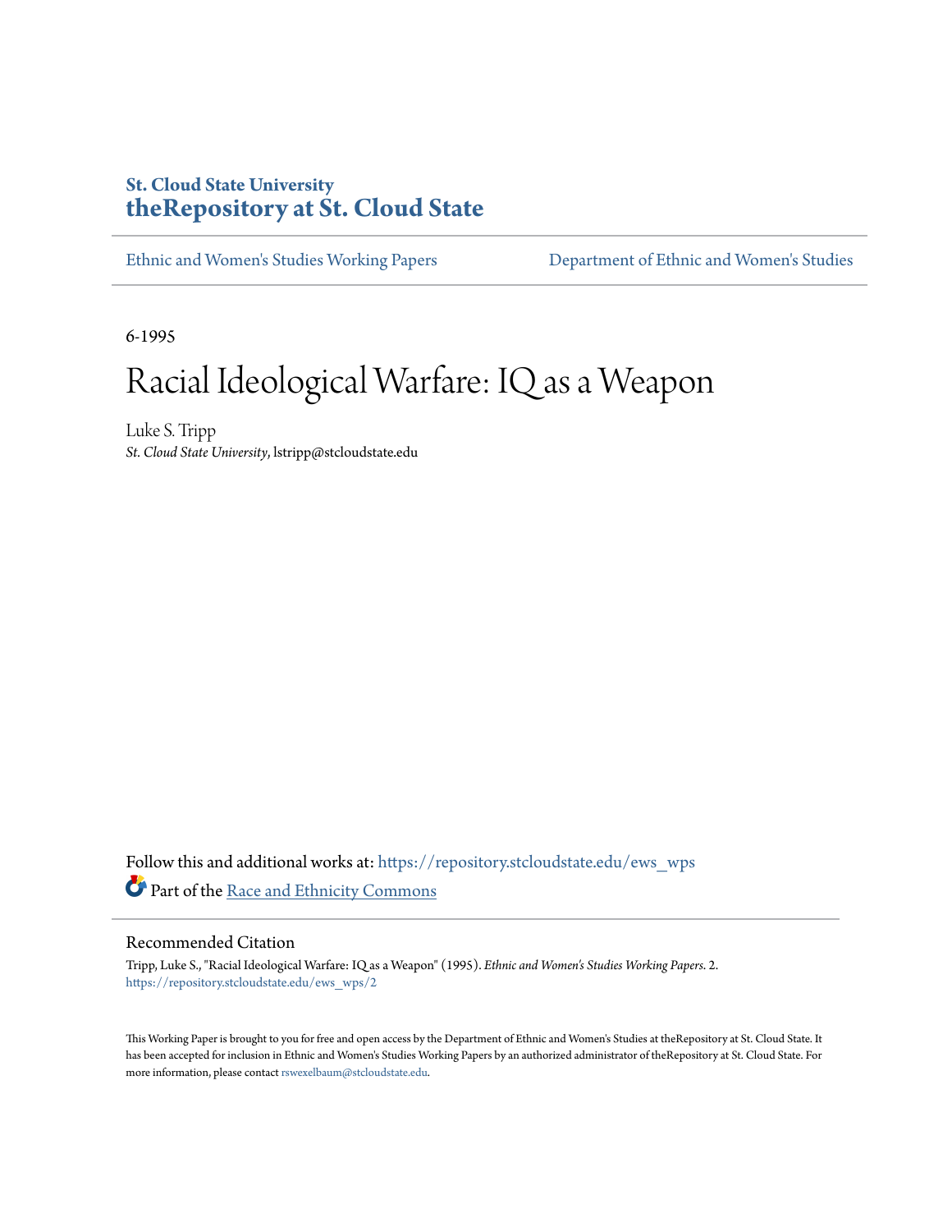St. Cloud State University

**theRepository at St. Cloud State**

Ethnic and Women's Studies Working Papers

Department of Ethnic and Women's Studies

6-1995

# Racial Ideological Warfare: IQ as a Weapon

Luke S. Tripp

*St. Cloud State University*, lstripp@stcloudstate.edu

Follow this and additional works at: https://repository.stcloudstate.edu/ews_wps

Part of the Race and Ethnicity Commons

## Recommended Citation

Tripp, Luke S., "Racial Ideological Warfare: IQ as a Weapon" (1995). *Ethnic and Women's Studies Working Papers*. 2.
https://repository.stcloudstate.edu/ews_wps/2

This Working Paper is brought to you for free and open access by the Department of Ethnic and Women's Studies at theRepository at St. Cloud State. It has been accepted for inclusion in Ethnic and Women's Studies Working Papers by an authorized administrator of theRepository at St. Cloud State. For more information, please contact rswexelbaum@stcloudstate.edu.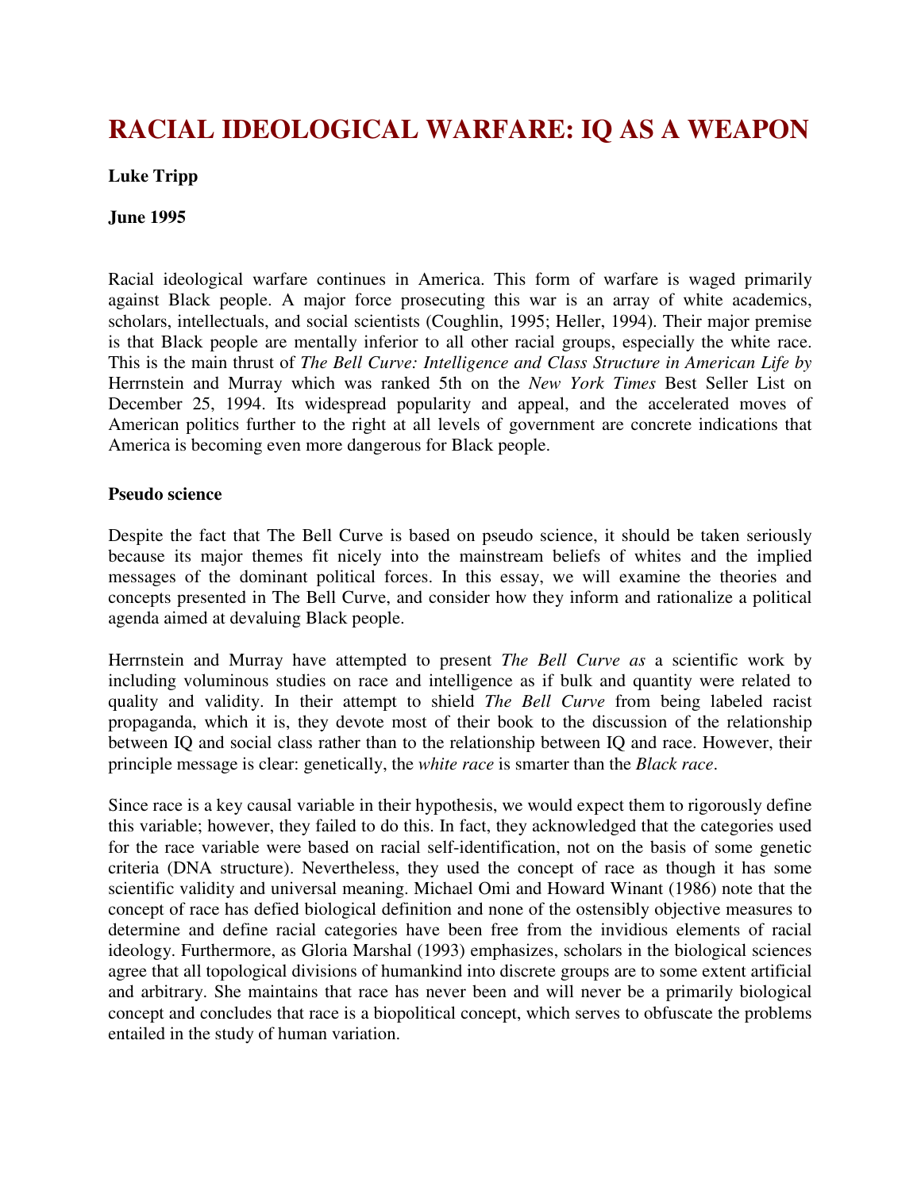# RACIAL IDEOLOGICAL WARFARE: IQ AS A WEAPON

**Luke Tripp**

**June 1995**

Racial ideological warfare continues in America. This form of warfare is waged primarily against Black people. A major force prosecuting this war is an array of white academics, scholars, intellectuals, and social scientists (Coughlin, 1995; Heller, 1994). Their major premise is that Black people are mentally inferior to all other racial groups, especially the white race. This is the main thrust of *The Bell Curve: Intelligence and Class Structure in American Life by* Herrnstein and Murray which was ranked 5th on the *New York Times* Best Seller List on December 25, 1994. Its widespread popularity and appeal, and the accelerated moves of American politics further to the right at all levels of government are concrete indications that America is becoming even more dangerous for Black people.

**Pseudo science**

Despite the fact that The Bell Curve is based on pseudo science, it should be taken seriously because its major themes fit nicely into the mainstream beliefs of whites and the implied messages of the dominant political forces. In this essay, we will examine the theories and concepts presented in The Bell Curve, and consider how they inform and rationalize a political agenda aimed at devaluing Black people.

Herrnstein and Murray have attempted to present *The Bell Curve as* a scientific work by including voluminous studies on race and intelligence as if bulk and quantity were related to quality and validity. In their attempt to shield *The Bell Curve* from being labeled racist propaganda, which it is, they devote most of their book to the discussion of the relationship between IQ and social class rather than to the relationship between IQ and race. However, their principle message is clear: genetically, the *white race* is smarter than the *Black race*.

Since race is a key causal variable in their hypothesis, we would expect them to rigorously define this variable; however, they failed to do this. In fact, they acknowledged that the categories used for the race variable were based on racial self-identification, not on the basis of some genetic criteria (DNA structure). Nevertheless, they used the concept of race as though it has some scientific validity and universal meaning. Michael Omi and Howard Winant (1986) note that the concept of race has defied biological definition and none of the ostensibly objective measures to determine and define racial categories have been free from the invidious elements of racial ideology. Furthermore, as Gloria Marshal (1993) emphasizes, scholars in the biological sciences agree that all topological divisions of humankind into discrete groups are to some extent artificial and arbitrary. She maintains that race has never been and will never be a primarily biological concept and concludes that race is a biopolitical concept, which serves to obfuscate the problems entailed in the study of human variation.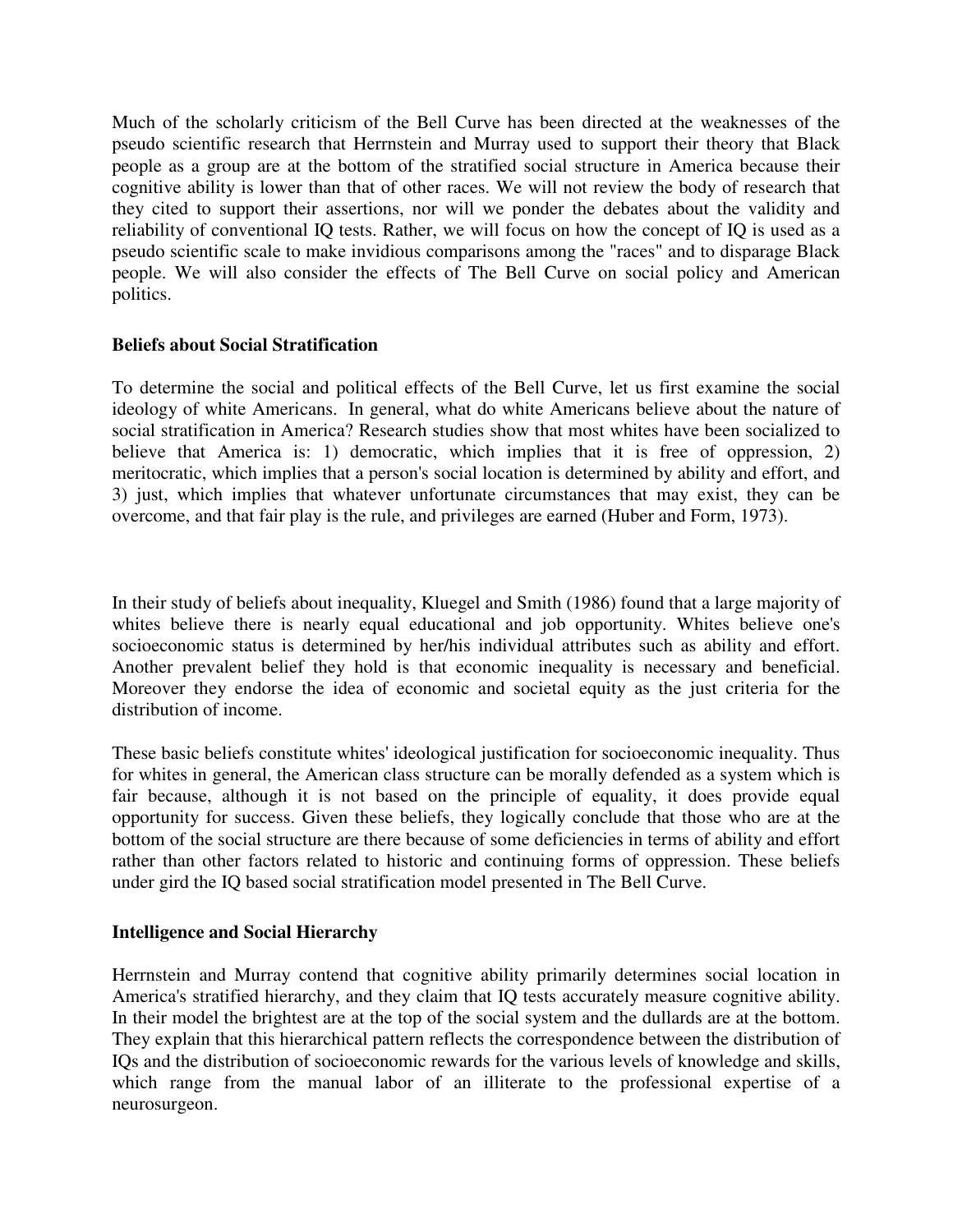Much of the scholarly criticism of the Bell Curve has been directed at the weaknesses of the pseudo scientific research that Herrnstein and Murray used to support their theory that Black people as a group are at the bottom of the stratified social structure in America because their cognitive ability is lower than that of other races. We will not review the body of research that they cited to support their assertions, nor will we ponder the debates about the validity and reliability of conventional IQ tests. Rather, we will focus on how the concept of IQ is used as a pseudo scientific scale to make invidious comparisons among the "races" and to disparage Black people. We will also consider the effects of The Bell Curve on social policy and American politics.

**Beliefs about Social Stratification**

To determine the social and political effects of the Bell Curve, let us first examine the social ideology of white Americans. In general, what do white Americans believe about the nature of social stratification in America? Research studies show that most whites have been socialized to believe that America is: 1) democratic, which implies that it is free of oppression, 2) meritocratic, which implies that a person's social location is determined by ability and effort, and 3) just, which implies that whatever unfortunate circumstances that may exist, they can be overcome, and that fair play is the rule, and privileges are earned (Huber and Form, 1973).

In their study of beliefs about inequality, Kluegel and Smith (1986) found that a large majority of whites believe there is nearly equal educational and job opportunity. Whites believe one's socioeconomic status is determined by her/his individual attributes such as ability and effort. Another prevalent belief they hold is that economic inequality is necessary and beneficial. Moreover they endorse the idea of economic and societal equity as the just criteria for the distribution of income.

These basic beliefs constitute whites' ideological justification for socioeconomic inequality. Thus for whites in general, the American class structure can be morally defended as a system which is fair because, although it is not based on the principle of equality, it does provide equal opportunity for success. Given these beliefs, they logically conclude that those who are at the bottom of the social structure are there because of some deficiencies in terms of ability and effort rather than other factors related to historic and continuing forms of oppression. These beliefs under gird the IQ based social stratification model presented in The Bell Curve.

**Intelligence and Social Hierarchy**

Herrnstein and Murray contend that cognitive ability primarily determines social location in America's stratified hierarchy, and they claim that IQ tests accurately measure cognitive ability. In their model the brightest are at the top of the social system and the dullards are at the bottom. They explain that this hierarchical pattern reflects the correspondence between the distribution of IQs and the distribution of socioeconomic rewards for the various levels of knowledge and skills, which range from the manual labor of an illiterate to the professional expertise of a neurosurgeon.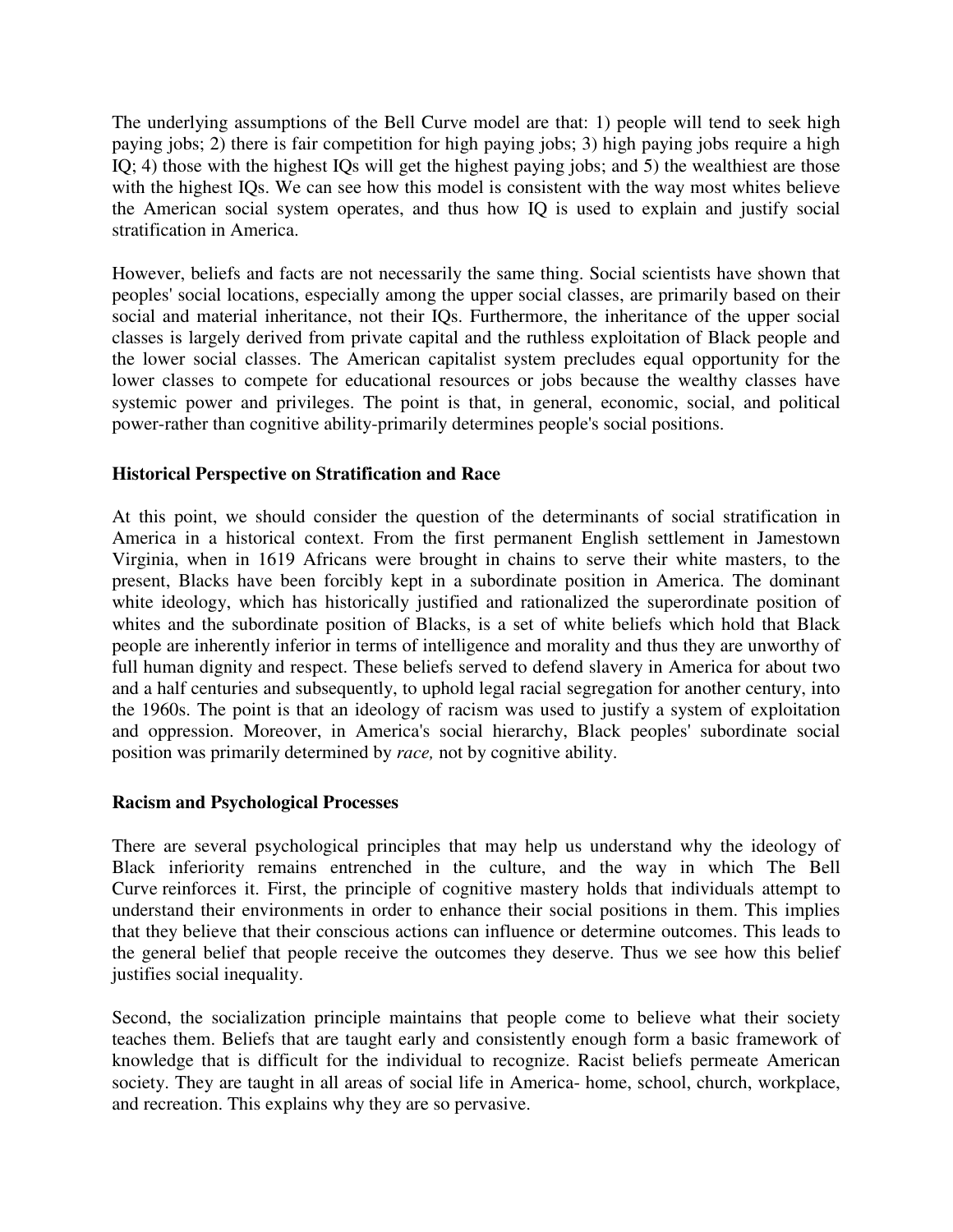The underlying assumptions of the Bell Curve model are that: 1) people will tend to seek high paying jobs; 2) there is fair competition for high paying jobs; 3) high paying jobs require a high IQ; 4) those with the highest IQs will get the highest paying jobs; and 5) the wealthiest are those with the highest IQs. We can see how this model is consistent with the way most whites believe the American social system operates, and thus how IQ is used to explain and justify social stratification in America.

However, beliefs and facts are not necessarily the same thing. Social scientists have shown that peoples' social locations, especially among the upper social classes, are primarily based on their social and material inheritance, not their IQs. Furthermore, the inheritance of the upper social classes is largely derived from private capital and the ruthless exploitation of Black people and the lower social classes. The American capitalist system precludes equal opportunity for the lower classes to compete for educational resources or jobs because the wealthy classes have systemic power and privileges. The point is that, in general, economic, social, and political power-rather than cognitive ability-primarily determines people's social positions.

**Historical Perspective on Stratification and Race**

At this point, we should consider the question of the determinants of social stratification in America in a historical context. From the first permanent English settlement in Jamestown Virginia, when in 1619 Africans were brought in chains to serve their white masters, to the present, Blacks have been forcibly kept in a subordinate position in America. The dominant white ideology, which has historically justified and rationalized the superordinate position of whites and the subordinate position of Blacks, is a set of white beliefs which hold that Black people are inherently inferior in terms of intelligence and morality and thus they are unworthy of full human dignity and respect. These beliefs served to defend slavery in America for about two and a half centuries and subsequently, to uphold legal racial segregation for another century, into the 1960s. The point is that an ideology of racism was used to justify a system of exploitation and oppression. Moreover, in America's social hierarchy, Black peoples' subordinate social position was primarily determined by *race,* not by cognitive ability.

**Racism and Psychological Processes**

There are several psychological principles that may help us understand why the ideology of Black inferiority remains entrenched in the culture, and the way in which The Bell Curve reinforces it. First, the principle of cognitive mastery holds that individuals attempt to understand their environments in order to enhance their social positions in them. This implies that they believe that their conscious actions can influence or determine outcomes. This leads to the general belief that people receive the outcomes they deserve. Thus we see how this belief justifies social inequality.

Second, the socialization principle maintains that people come to believe what their society teaches them. Beliefs that are taught early and consistently enough form a basic framework of knowledge that is difficult for the individual to recognize. Racist beliefs permeate American society. They are taught in all areas of social life in America- home, school, church, workplace, and recreation. This explains why they are so pervasive.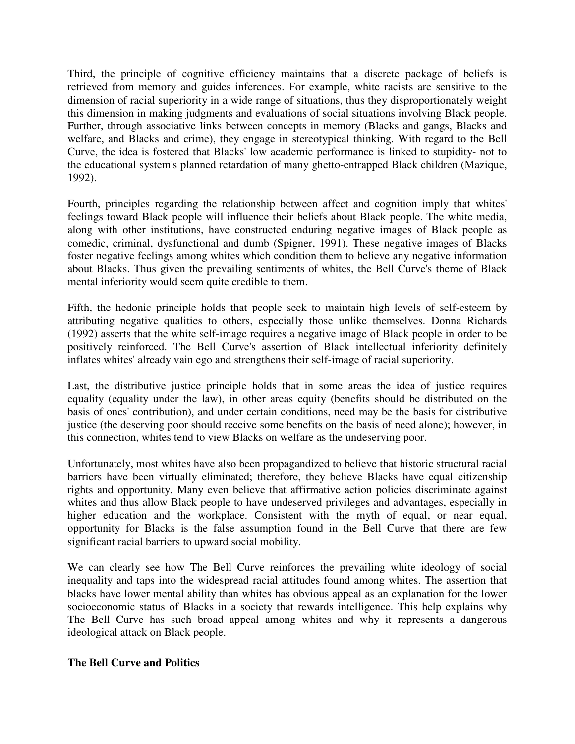Third, the principle of cognitive efficiency maintains that a discrete package of beliefs is retrieved from memory and guides inferences. For example, white racists are sensitive to the dimension of racial superiority in a wide range of situations, thus they disproportionately weight this dimension in making judgments and evaluations of social situations involving Black people. Further, through associative links between concepts in memory (Blacks and gangs, Blacks and welfare, and Blacks and crime), they engage in stereotypical thinking. With regard to the Bell Curve, the idea is fostered that Blacks' low academic performance is linked to stupidity- not to the educational system's planned retardation of many ghetto-entrapped Black children (Mazique, 1992).

Fourth, principles regarding the relationship between affect and cognition imply that whites' feelings toward Black people will influence their beliefs about Black people. The white media, along with other institutions, have constructed enduring negative images of Black people as comedic, criminal, dysfunctional and dumb (Spigner, 1991). These negative images of Blacks foster negative feelings among whites which condition them to believe any negative information about Blacks. Thus given the prevailing sentiments of whites, the Bell Curve's theme of Black mental inferiority would seem quite credible to them.

Fifth, the hedonic principle holds that people seek to maintain high levels of self-esteem by attributing negative qualities to others, especially those unlike themselves. Donna Richards (1992) asserts that the white self-image requires a negative image of Black people in order to be positively reinforced. The Bell Curve's assertion of Black intellectual inferiority definitely inflates whites' already vain ego and strengthens their self-image of racial superiority.

Last, the distributive justice principle holds that in some areas the idea of justice requires equality (equality under the law), in other areas equity (benefits should be distributed on the basis of ones' contribution), and under certain conditions, need may be the basis for distributive justice (the deserving poor should receive some benefits on the basis of need alone); however, in this connection, whites tend to view Blacks on welfare as the undeserving poor.

Unfortunately, most whites have also been propagandized to believe that historic structural racial barriers have been virtually eliminated; therefore, they believe Blacks have equal citizenship rights and opportunity. Many even believe that affirmative action policies discriminate against whites and thus allow Black people to have undeserved privileges and advantages, especially in higher education and the workplace. Consistent with the myth of equal, or near equal, opportunity for Blacks is the false assumption found in the Bell Curve that there are few significant racial barriers to upward social mobility.

We can clearly see how The Bell Curve reinforces the prevailing white ideology of social inequality and taps into the widespread racial attitudes found among whites. The assertion that blacks have lower mental ability than whites has obvious appeal as an explanation for the lower socioeconomic status of Blacks in a society that rewards intelligence. This help explains why The Bell Curve has such broad appeal among whites and why it represents a dangerous ideological attack on Black people.

**The Bell Curve and Politics**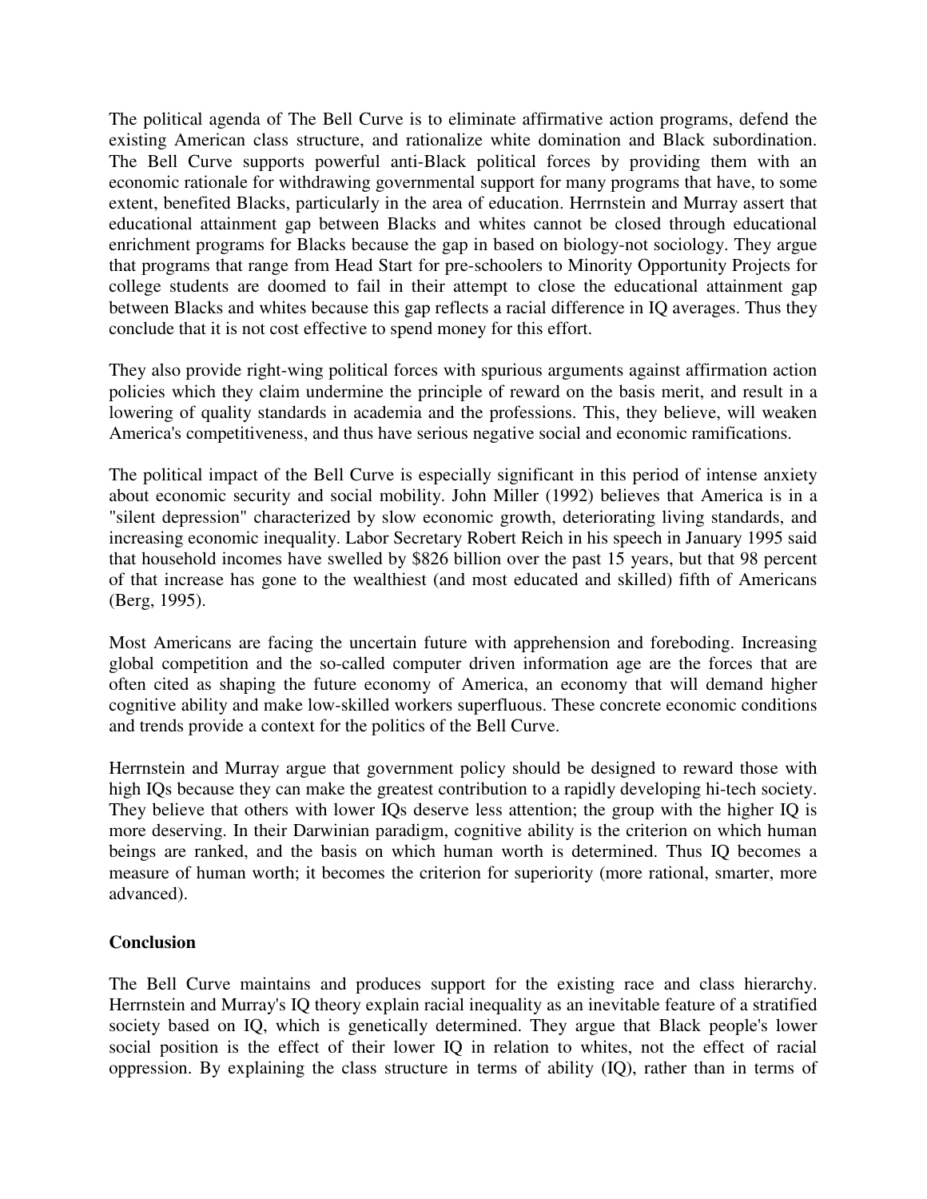The political agenda of The Bell Curve is to eliminate affirmative action programs, defend the existing American class structure, and rationalize white domination and Black subordination. The Bell Curve supports powerful anti-Black political forces by providing them with an economic rationale for withdrawing governmental support for many programs that have, to some extent, benefited Blacks, particularly in the area of education. Herrnstein and Murray assert that educational attainment gap between Blacks and whites cannot be closed through educational enrichment programs for Blacks because the gap in based on biology-not sociology. They argue that programs that range from Head Start for pre-schoolers to Minority Opportunity Projects for college students are doomed to fail in their attempt to close the educational attainment gap between Blacks and whites because this gap reflects a racial difference in IQ averages. Thus they conclude that it is not cost effective to spend money for this effort.

They also provide right-wing political forces with spurious arguments against affirmation action policies which they claim undermine the principle of reward on the basis merit, and result in a lowering of quality standards in academia and the professions. This, they believe, will weaken America's competitiveness, and thus have serious negative social and economic ramifications.

The political impact of the Bell Curve is especially significant in this period of intense anxiety about economic security and social mobility. John Miller (1992) believes that America is in a "silent depression" characterized by slow economic growth, deteriorating living standards, and increasing economic inequality. Labor Secretary Robert Reich in his speech in January 1995 said that household incomes have swelled by $826 billion over the past 15 years, but that 98 percent of that increase has gone to the wealthiest (and most educated and skilled) fifth of Americans (Berg, 1995).

Most Americans are facing the uncertain future with apprehension and foreboding. Increasing global competition and the so-called computer driven information age are the forces that are often cited as shaping the future economy of America, an economy that will demand higher cognitive ability and make low-skilled workers superfluous. These concrete economic conditions and trends provide a context for the politics of the Bell Curve.

Herrnstein and Murray argue that government policy should be designed to reward those with high IQs because they can make the greatest contribution to a rapidly developing hi-tech society. They believe that others with lower IQs deserve less attention; the group with the higher IQ is more deserving. In their Darwinian paradigm, cognitive ability is the criterion on which human beings are ranked, and the basis on which human worth is determined. Thus IQ becomes a measure of human worth; it becomes the criterion for superiority (more rational, smarter, more advanced).

**Conclusion**

The Bell Curve maintains and produces support for the existing race and class hierarchy. Herrnstein and Murray's IQ theory explain racial inequality as an inevitable feature of a stratified society based on IQ, which is genetically determined. They argue that Black people's lower social position is the effect of their lower IQ in relation to whites, not the effect of racial oppression. By explaining the class structure in terms of ability (IQ), rather than in terms of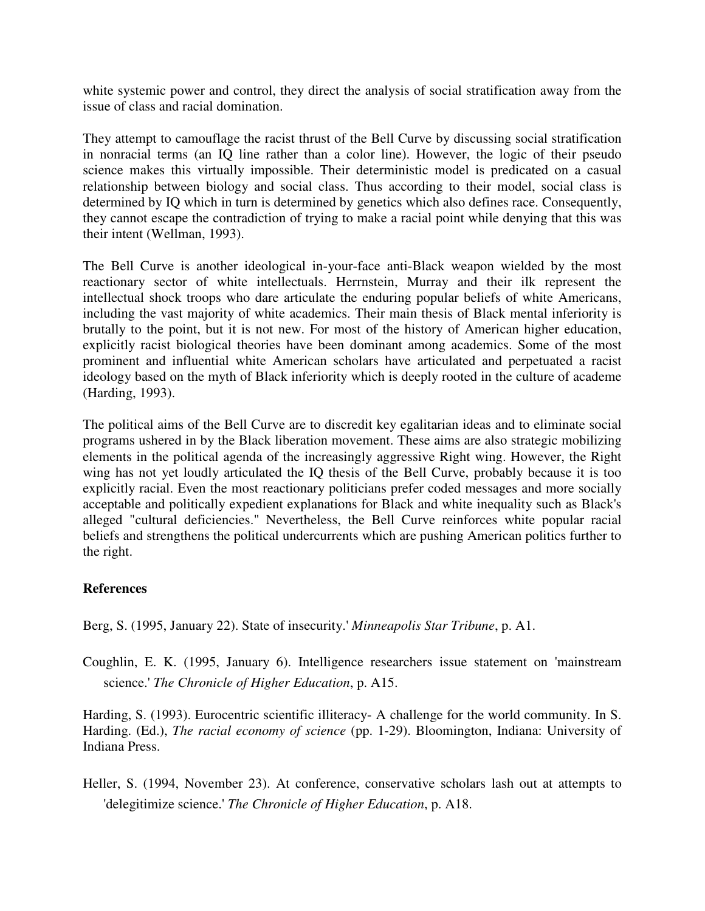white systemic power and control, they direct the analysis of social stratification away from the issue of class and racial domination.

They attempt to camouflage the racist thrust of the Bell Curve by discussing social stratification in nonracial terms (an IQ line rather than a color line). However, the logic of their pseudo science makes this virtually impossible. Their deterministic model is predicated on a casual relationship between biology and social class. Thus according to their model, social class is determined by IQ which in turn is determined by genetics which also defines race. Consequently, they cannot escape the contradiction of trying to make a racial point while denying that this was their intent (Wellman, 1993).

The Bell Curve is another ideological in-your-face anti-Black weapon wielded by the most reactionary sector of white intellectuals. Herrnstein, Murray and their ilk represent the intellectual shock troops who dare articulate the enduring popular beliefs of white Americans, including the vast majority of white academics. Their main thesis of Black mental inferiority is brutally to the point, but it is not new. For most of the history of American higher education, explicitly racist biological theories have been dominant among academics. Some of the most prominent and influential white American scholars have articulated and perpetuated a racist ideology based on the myth of Black inferiority which is deeply rooted in the culture of academe (Harding, 1993).

The political aims of the Bell Curve are to discredit key egalitarian ideas and to eliminate social programs ushered in by the Black liberation movement. These aims are also strategic mobilizing elements in the political agenda of the increasingly aggressive Right wing. However, the Right wing has not yet loudly articulated the IQ thesis of the Bell Curve, probably because it is too explicitly racial. Even the most reactionary politicians prefer coded messages and more socially acceptable and politically expedient explanations for Black and white inequality such as Black's alleged "cultural deficiencies." Nevertheless, the Bell Curve reinforces white popular racial beliefs and strengthens the political undercurrents which are pushing American politics further to the right.

### References

Berg, S. (1995, January 22). State of insecurity.' *Minneapolis Star Tribune*, p. A1.

Coughlin, E. K. (1995, January 6). Intelligence researchers issue statement on 'mainstream science.' *The Chronicle of Higher Education*, p. A15.

Harding, S. (1993). Eurocentric scientific illiteracy- A challenge for the world community. In S. Harding. (Ed.), *The racial economy of science* (pp. 1-29). Bloomington, Indiana: University of Indiana Press.

Heller, S. (1994, November 23). At conference, conservative scholars lash out at attempts to 'delegitimize science.' *The Chronicle of Higher Education*, p. A18.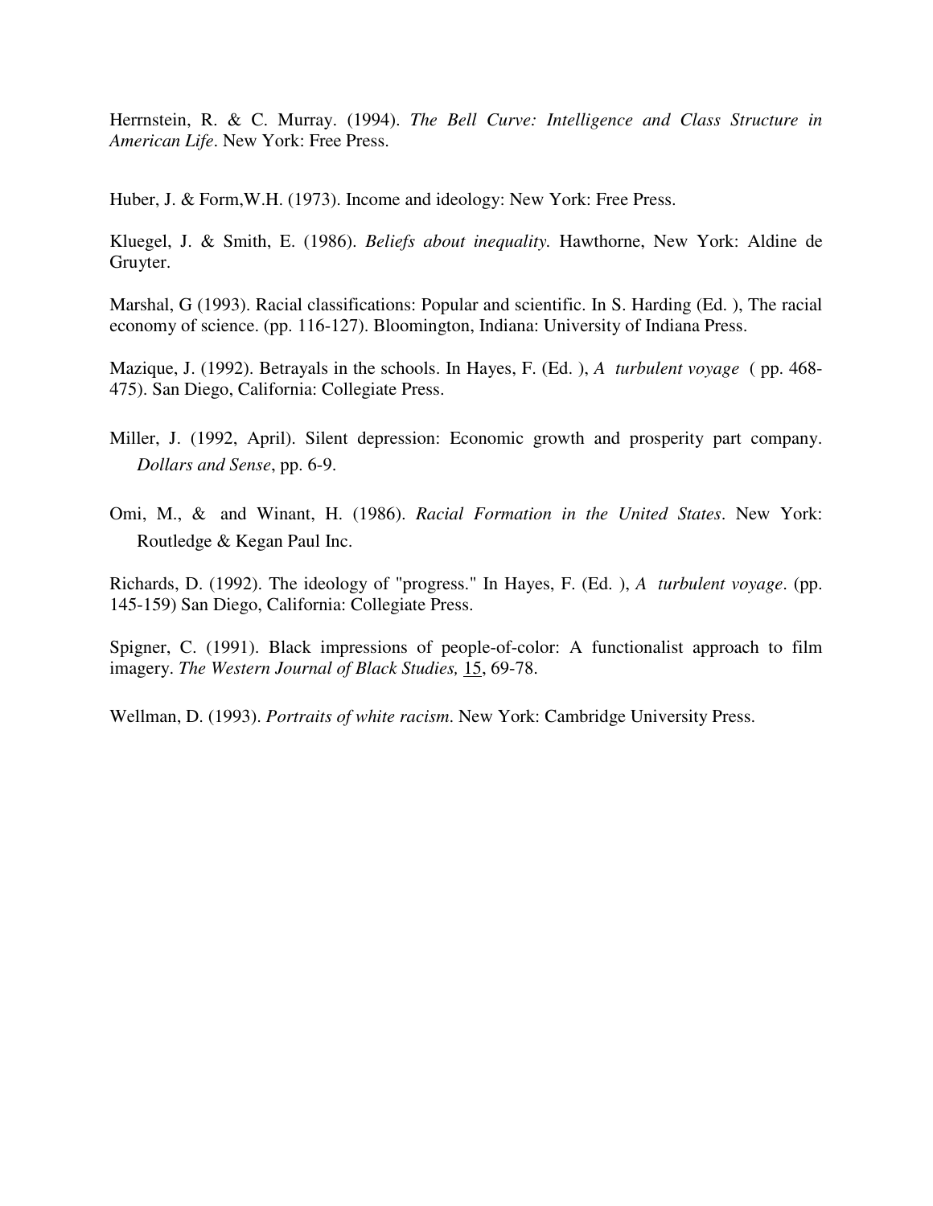Herrnstein, R. & C. Murray. (1994). *The Bell Curve: Intelligence and Class Structure in American Life*. New York: Free Press.

Huber, J. & Form,W.H. (1973). Income and ideology: New York: Free Press.

Kluegel, J. & Smith, E. (1986). *Beliefs about inequality.* Hawthorne, New York: Aldine de Gruyter.

Marshal, G (1993). Racial classifications: Popular and scientific. In S. Harding (Ed. ), The racial economy of science. (pp. 116-127). Bloomington, Indiana: University of Indiana Press.

Mazique, J. (1992). Betrayals in the schools. In Hayes, F. (Ed. ), *A turbulent voyage* ( pp. 468-475). San Diego, California: Collegiate Press.

Miller, J. (1992, April). Silent depression: Economic growth and prosperity part company. *Dollars and Sense*, pp. 6-9.

Omi, M., & and Winant, H. (1986). *Racial Formation in the United States*. New York: Routledge & Kegan Paul Inc.

Richards, D. (1992). The ideology of "progress." In Hayes, F. (Ed. ), *A turbulent voyage*. (pp. 145-159) San Diego, California: Collegiate Press.

Spigner, C. (1991). Black impressions of people-of-color: A functionalist approach to film imagery. *The Western Journal of Black Studies,* 15, 69-78.

Wellman, D. (1993). *Portraits of white racism*. New York: Cambridge University Press.